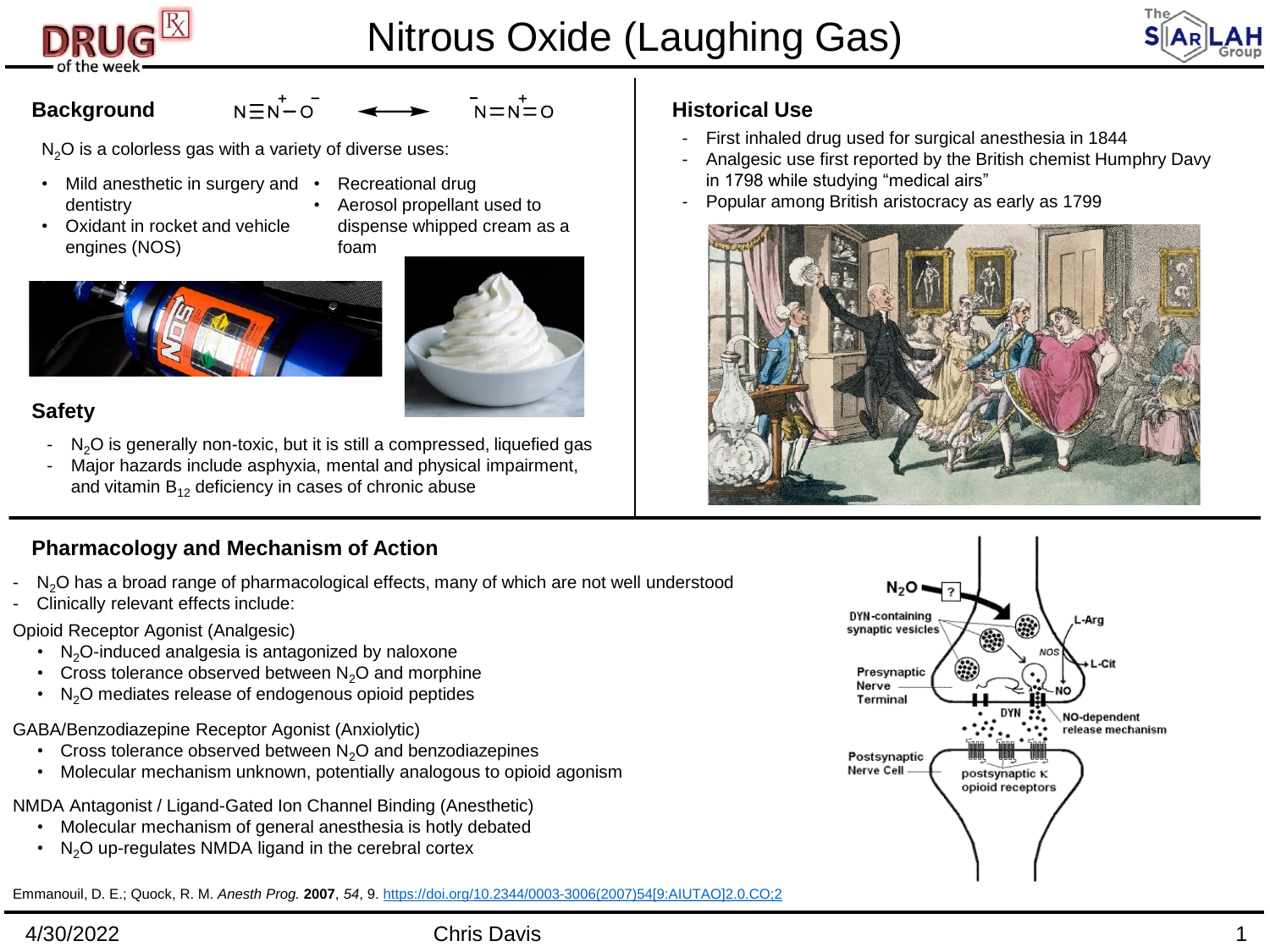# Nitrous Oxide (Laughing Gas)

## Background

$N{\equiv}N^{+}{-}O^{-} \longleftrightarrow {}^{-}N{=}N^{+}{=}O$

$N_2O$ is a colorless gas with a variety of diverse uses:

- Mild anesthetic in surgery and dentistry
- Oxidant in rocket and vehicle engines (NOS)
- Recreational drug
- Aerosol propellant used to dispense whipped cream as a foam

## Safety

- $N_2O$ is generally non-toxic, but it is still a compressed, liquefied gas
- Major hazards include asphyxia, mental and physical impairment, and vitamin $B_{12}$ deficiency in cases of chronic abuse

## Historical Use

- First inhaled drug used for surgical anesthesia in 1844
- Analgesic use first reported by the British chemist Humphry Davy in 1798 while studying "medical airs"
- Popular among British aristocracy as early as 1799

## Pharmacology and Mechanism of Action

- $N_2O$ has a broad range of pharmacological effects, many of which are not well understood
- Clinically relevant effects include:

Opioid Receptor Agonist (Analgesic)

- $N_2O$-induced analgesia is antagonized by naloxone
- Cross tolerance observed between $N_2O$ and morphine
- $N_2O$ mediates release of endogenous opioid peptides

GABA/Benzodiazepine Receptor Agonist (Anxiolytic)

- Cross tolerance observed between $N_2O$ and benzodiazepines
- Molecular mechanism unknown, potentially analogous to opioid agonism

NMDA Antagonist / Ligand-Gated Ion Channel Binding (Anesthetic)

- Molecular mechanism of general anesthesia is hotly debated
- $N_2O$ up-regulates NMDA ligand in the cerebral cortex

Emmanouil, D. E.; Quock, R. M. *Anesth Prog.* **2007**, *54*, 9. https://doi.org/10.2344/0003-3006(2007)54[9:AIUTAO]2.0.CO;2

4/30/2022 Chris Davis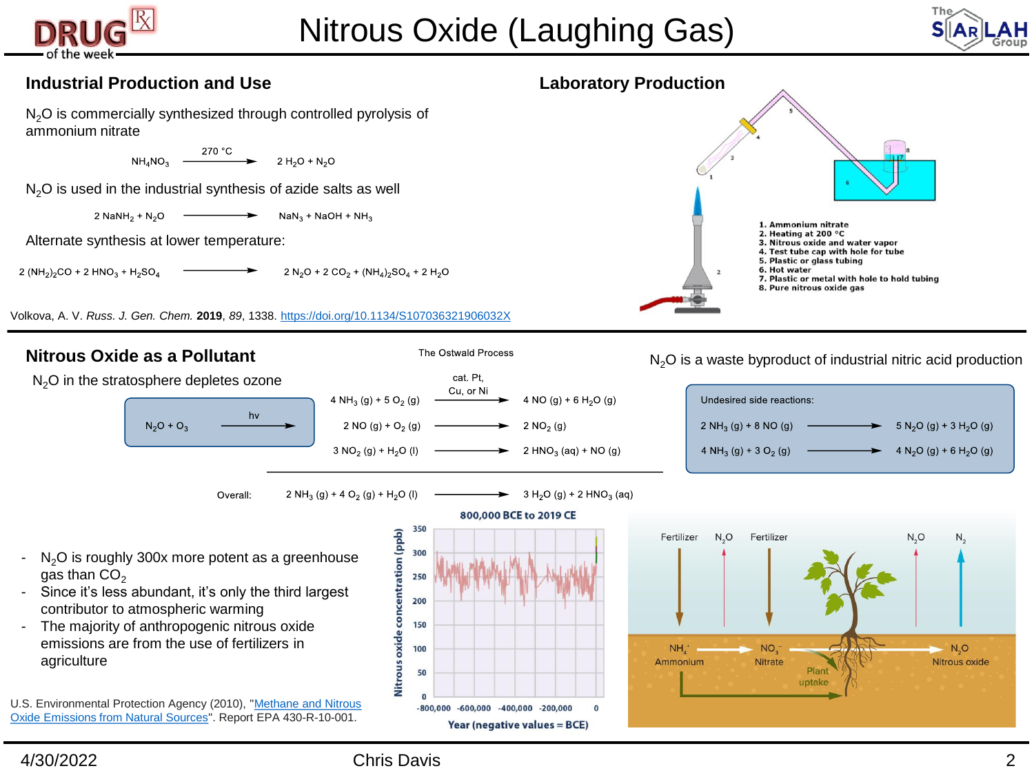# Nitrous Oxide (Laughing Gas)

## Industrial Production and Use

$N_2O$ is commercially synthesized through controlled pyrolysis of ammonium nitrate

$$NH_4NO_3 \xrightarrow{270\ °C} 2\ H_2O + N_2O$$

$N_2O$ is used in the industrial synthesis of azide salts as well

$$2\ NaNH_2 + N_2O \longrightarrow NaN_3 + NaOH + NH_3$$

Alternate synthesis at lower temperature:

$$2\ (NH_2)_2CO + 2\ HNO_3 + H_2SO_4 \longrightarrow 2\ N_2O + 2\ CO_2 + (NH_4)_2SO_4 + 2\ H_2O$$

Volkova, A. V. *Russ. J. Gen. Chem.* **2019**, *89*, 1338. https://doi.org/10.1134/S107036321906032X

## Laboratory Production

1. Ammonium nitrate
2. Heating at 200 °C
3. Nitrous oxide and water vapor
4. Test tube cap with hole for tube
5. Plastic or glass tubing
6. Hot water
7. Plastic or metal with hole to hold tubing
8. Pure nitrous oxide gas

## Nitrous Oxide as a Pollutant

$N_2O$ in the stratosphere depletes ozone

$$N_2O + O_3 \xrightarrow{hv}$$

The Ostwald Process

$$4\ NH_3\ (g) + 5\ O_2\ (g) \xrightarrow{\text{cat. Pt, Cu, or Ni}} 4\ NO\ (g) + 6\ H_2O\ (g)$$

$$2\ NO\ (g) + O_2\ (g) \longrightarrow 2\ NO_2\ (g)$$

$$3\ NO_2\ (g) + H_2O\ (l) \longrightarrow 2\ HNO_3\ (aq) + NO\ (g)$$

Overall: $$2\ NH_3\ (g) + 4\ O_2\ (g) + H_2O\ (l) \longrightarrow 3\ H_2O\ (g) + 2\ HNO_3\ (aq)$$

$N_2O$ is a waste byproduct of industrial nitric acid production

Undesired side reactions:

$$2\ NH_3\ (g) + 8\ NO\ (g) \longrightarrow 5\ N_2O\ (g) + 3\ H_2O\ (g)$$

$$4\ NH_3\ (g) + 3\ O_2\ (g) \longrightarrow 4\ N_2O\ (g) + 6\ H_2O\ (g)$$

- $N_2O$ is roughly 300x more potent as a greenhouse gas than $CO_2$
- Since it's less abundant, it's only the third largest contributor to atmospheric warming
- The majority of anthropogenic nitrous oxide emissions are from the use of fertilizers in agriculture

800,000 BCE to 2019 CE

Nitrous oxide concentration (ppb)

350, 300, 250, 200, 150, 100, 50, 0

-800,000, -600,000, -400,000, -200,000, 0

Year (negative values = BCE)

Fertilizer, $N_2O$, Fertilizer, $N_2O$, $N_2$

$NH_4^+$ Ammonium, $NO_3^-$ Nitrate, Plant uptake, $N_2O$ Nitrous oxide

U.S. Environmental Protection Agency (2010), "Methane and Nitrous Oxide Emissions from Natural Sources". Report EPA 430-R-10-001.

4/30/2022 Chris Davis